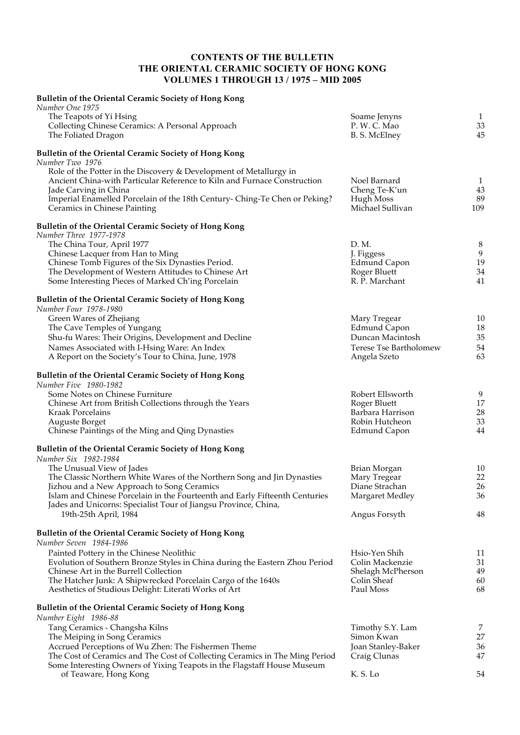# CONTENTS OF THE BULLETIN
# THE ORIENTAL CERAMIC SOCIETY OF HONG KONG
# VOLUMES 1 THROUGH 13 / 1975 – MID 2005

**Bulletin of the Oriental Ceramic Society of Hong Kong**
*Number One 1975*

| Title | Author | Page |
|---|---|---|
| The Teapots of Yi Hsing | Soame Jenyns | 1 |
| Collecting Chinese Ceramics: A Personal Approach | P. W. C. Mao | 33 |
| The Foliated Dragon | B. S. McElney | 45 |

**Bulletin of the Oriental Ceramic Society of Hong Kong**
*Number Two 1976*

| Title | Author | Page |
|---|---|---|
| Role of the Potter in the Discovery & Development of Metallurgy in Ancient China-with Particular Reference to Kiln and Furnace Construction | Noel Barnard | 1 |
| Jade Carving in China | Cheng Te-K'un | 43 |
| Imperial Enamelled Porcelain of the 18th Century- Ching-Te Chen or Peking? | Hugh Moss | 89 |
| Ceramics in Chinese Painting | Michael Sullivan | 109 |

**Bulletin of the Oriental Ceramic Society of Hong Kong**
*Number Three 1977-1978*

| Title | Author | Page |
|---|---|---|
| The China Tour, April 1977 | D. M. | 8 |
| Chinese Lacquer from Han to Ming | J. Figgess | 9 |
| Chinese Tomb Figures of the Six Dynasties Period. | Edmund Capon | 19 |
| The Development of Western Attitudes to Chinese Art | Roger Bluett | 34 |
| Some Interesting Pieces of Marked Ch'ing Porcelain | R. P. Marchant | 41 |

**Bulletin of the Oriental Ceramic Society of Hong Kong**
*Number Four 1978-1980*

| Title | Author | Page |
|---|---|---|
| Green Wares of Zhejiang | Mary Tregear | 10 |
| The Cave Temples of Yungang | Edmund Capon | 18 |
| Shu-fu Wares: Their Origins, Development and Decline | Duncan Macintosh | 35 |
| Names Associated with I-Hsing Ware: An Index | Terese Tse Bartholomew | 54 |
| A Report on the Society's Tour to China, June, 1978 | Angela Szeto | 63 |

**Bulletin of the Oriental Ceramic Society of Hong Kong**
*Number Five 1980-1982*

| Title | Author | Page |
|---|---|---|
| Some Notes on Chinese Furniture | Robert Ellsworth | 9 |
| Chinese Art from British Collections through the Years | Roger Bluett | 17 |
| Kraak Porcelains | Barbara Harrison | 28 |
| Auguste Borget | Robin Hutcheon | 33 |
| Chinese Paintings of the Ming and Qing Dynasties | Edmund Capon | 44 |

**Bulletin of the Oriental Ceramic Society of Hong Kong**
*Number Six 1982-1984*

| Title | Author | Page |
|---|---|---|
| The Unusual View of Jades | Brian Morgan | 10 |
| The Classic Northern White Wares of the Northern Song and Jin Dynasties | Mary Tregear | 22 |
| Jizhou and a New Approach to Song Ceramics | Diane Strachan | 26 |
| Islam and Chinese Porcelain in the Fourteenth and Early Fifteenth Centuries | Margaret Medley | 36 |
| Jades and Unicorns: Specialist Tour of Jiangsu Province, China, 19th-25th April, 1984 | Angus Forsyth | 48 |

**Bulletin of the Oriental Ceramic Society of Hong Kong**
*Number Seven 1984-1986*

| Title | Author | Page |
|---|---|---|
| Painted Pottery in the Chinese Neolithic | Hsio-Yen Shih | 11 |
| Evolution of Southern Bronze Styles in China during the Eastern Zhou Period | Colin Mackenzie | 31 |
| Chinese Art in the Burrell Collection | Shelagh McPherson | 49 |
| The Hatcher Junk: A Shipwrecked Porcelain Cargo of the 1640s | Colin Sheaf | 60 |
| Aesthetics of Studious Delight: Literati Works of Art | Paul Moss | 68 |

**Bulletin of the Oriental Ceramic Society of Hong Kong**
*Number Eight 1986-88*

| Title | Author | Page |
|---|---|---|
| Tang Ceramics - Changsha Kilns | Timothy S.Y. Lam | 7 |
| The Meiping in Song Ceramics | Simon Kwan | 27 |
| Accrued Perceptions of Wu Zhen: The Fishermen Theme | Joan Stanley-Baker | 36 |
| The Cost of Ceramics and The Cost of Collecting Ceramics in The Ming Period | Craig Clunas | 47 |
| Some Interesting Owners of Yixing Teapots in the Flagstaff House Museum of Teaware, Hong Kong | K. S. Lo | 54 |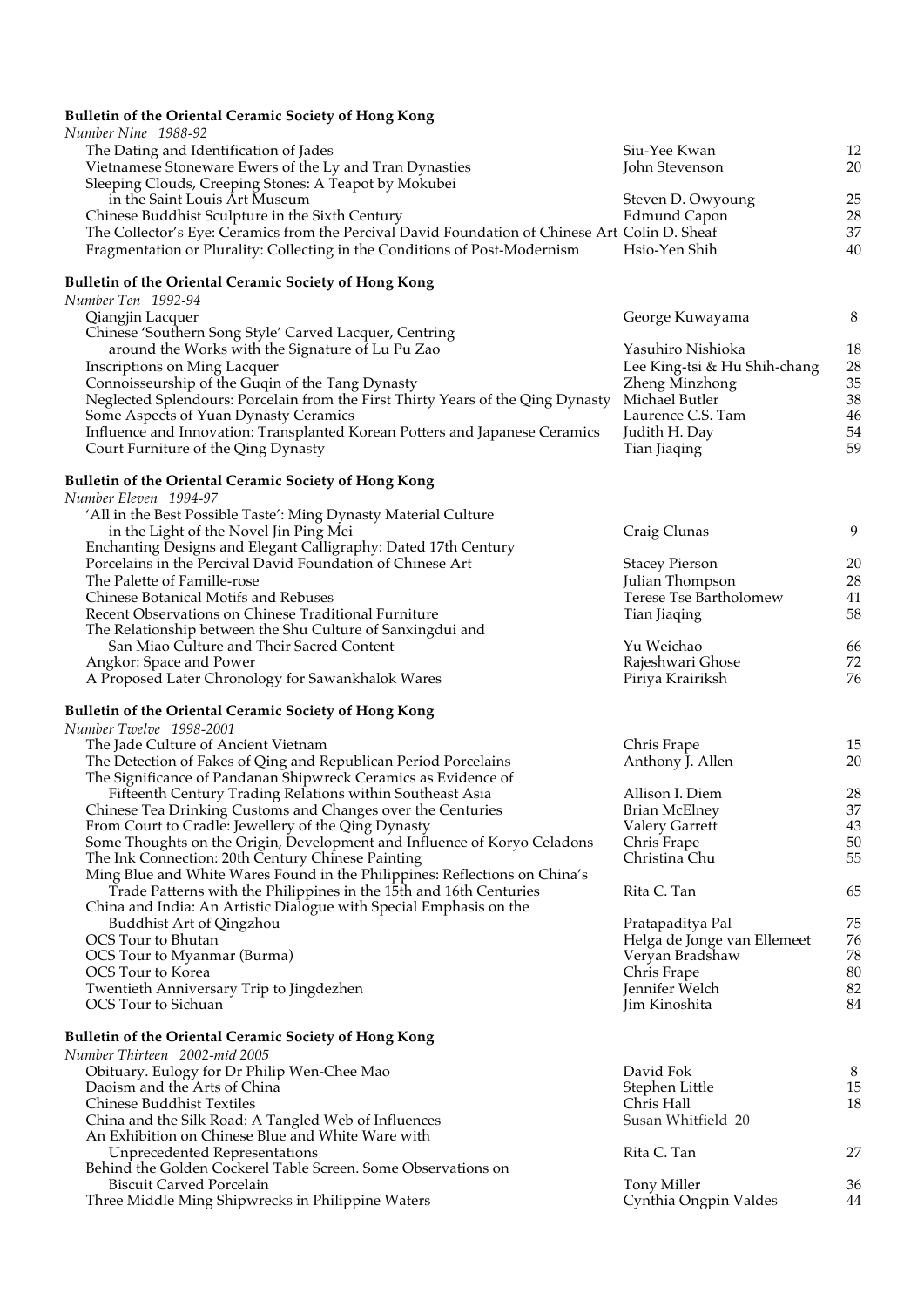**Bulletin of the Oriental Ceramic Society of Hong Kong**

*Number Nine 1988-92*

| | | |
|---|---|---|
| The Dating and Identification of Jades | Siu-Yee Kwan | 12 |
| Vietnamese Stoneware Ewers of the Ly and Tran Dynasties | John Stevenson | 20 |
| Sleeping Clouds, Creeping Stones: A Teapot by Mokubei in the Saint Louis Art Museum | Steven D. Owyoung | 25 |
| Chinese Buddhist Sculpture in the Sixth Century | Edmund Capon | 28 |
| The Collector's Eye: Ceramics from the Percival David Foundation of Chinese Art | Colin D. Sheaf | 37 |
| Fragmentation or Plurality: Collecting in the Conditions of Post-Modernism | Hsio-Yen Shih | 40 |

**Bulletin of the Oriental Ceramic Society of Hong Kong**

*Number Ten 1992-94*

| | | |
|---|---|---|
| Qiangjin Lacquer | George Kuwayama | 8 |
| Chinese 'Southern Song Style' Carved Lacquer, Centring around the Works with the Signature of Lu Pu Zao | Yasuhiro Nishioka | 18 |
| Inscriptions on Ming Lacquer | Lee King-tsi & Hu Shih-chang | 28 |
| Connoisseurship of the Guqin of the Tang Dynasty | Zheng Minzhong | 35 |
| Neglected Splendours: Porcelain from the First Thirty Years of the Qing Dynasty | Michael Butler | 38 |
| Some Aspects of Yuan Dynasty Ceramics | Laurence C.S. Tam | 46 |
| Influence and Innovation: Transplanted Korean Potters and Japanese Ceramics | Judith H. Day | 54 |
| Court Furniture of the Qing Dynasty | Tian Jiaqing | 59 |

**Bulletin of the Oriental Ceramic Society of Hong Kong**

*Number Eleven 1994-97*

| | | |
|---|---|---|
| 'All in the Best Possible Taste': Ming Dynasty Material Culture in the Light of the Novel Jin Ping Mei | Craig Clunas | 9 |
| Enchanting Designs and Elegant Calligraphy: Dated 17th Century Porcelains in the Percival David Foundation of Chinese Art | Stacey Pierson | 20 |
| The Palette of Famille-rose | Julian Thompson | 28 |
| Chinese Botanical Motifs and Rebuses | Terese Tse Bartholomew | 41 |
| Recent Observations on Chinese Traditional Furniture | Tian Jiaqing | 58 |
| The Relationship between the Shu Culture of Sanxingdui and San Miao Culture and Their Sacred Content | Yu Weichao | 66 |
| Angkor: Space and Power | Rajeshwari Ghose | 72 |
| A Proposed Later Chronology for Sawankhalok Wares | Piriya Krairiksh | 76 |

**Bulletin of the Oriental Ceramic Society of Hong Kong**

*Number Twelve 1998-2001*

| | | |
|---|---|---|
| The Jade Culture of Ancient Vietnam | Chris Frape | 15 |
| The Detection of Fakes of Qing and Republican Period Porcelains | Anthony J. Allen | 20 |
| The Significance of Pandanan Shipwreck Ceramics as Evidence of Fifteenth Century Trading Relations within Southeast Asia | Allison I. Diem | 28 |
| Chinese Tea Drinking Customs and Changes over the Centuries | Brian McElney | 37 |
| From Court to Cradle: Jewellery of the Qing Dynasty | Valery Garrett | 43 |
| Some Thoughts on the Origin, Development and Influence of Koryo Celadons | Chris Frape | 50 |
| The Ink Connection: 20th Century Chinese Painting | Christina Chu | 55 |
| Ming Blue and White Wares Found in the Philippines: Reflections on China's Trade Patterns with the Philippines in the 15th and 16th Centuries | Rita C. Tan | 65 |
| China and India: An Artistic Dialogue with Special Emphasis on the Buddhist Art of Qingzhou | Pratapaditya Pal | 75 |
| OCS Tour to Bhutan | Helga de Jonge van Ellemeet | 76 |
| OCS Tour to Myanmar (Burma) | Veryan Bradshaw | 78 |
| OCS Tour to Korea | Chris Frape | 80 |
| Twentieth Anniversary Trip to Jingdezhen | Jennifer Welch | 82 |
| OCS Tour to Sichuan | Jim Kinoshita | 84 |

**Bulletin of the Oriental Ceramic Society of Hong Kong**

*Number Thirteen 2002-mid 2005*

| | | |
|---|---|---|
| Obituary. Eulogy for Dr Philip Wen-Chee Mao | David Fok | 8 |
| Daoism and the Arts of China | Stephen Little | 15 |
| Chinese Buddhist Textiles | Chris Hall | 18 |
| China and the Silk Road: A Tangled Web of Influences | Susan Whitfield | 20 |
| An Exhibition on Chinese Blue and White Ware with Unprecedented Representations | Rita C. Tan | 27 |
| Behind the Golden Cockerel Table Screen. Some Observations on Biscuit Carved Porcelain | Tony Miller | 36 |
| Three Middle Ming Shipwrecks in Philippine Waters | Cynthia Ongpin Valdes | 44 |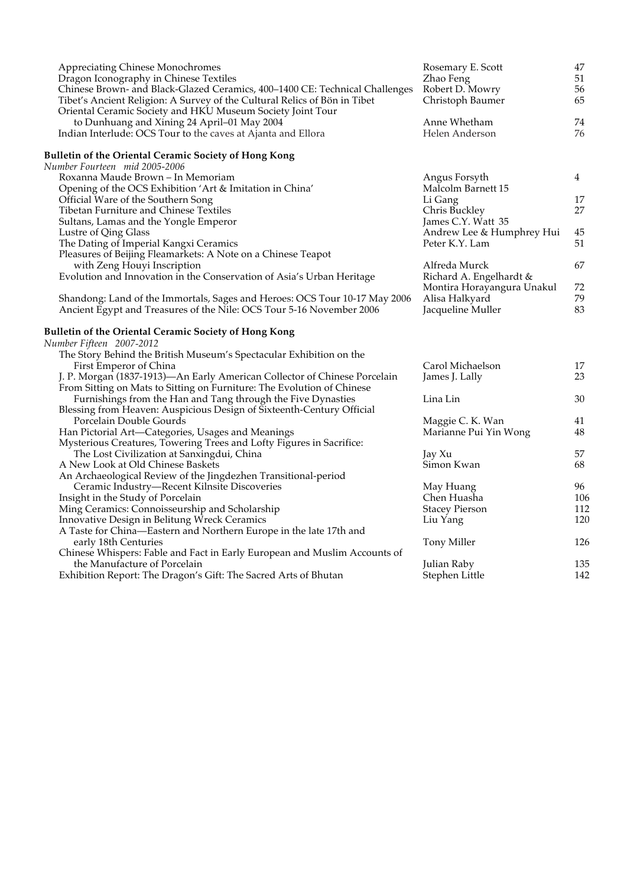| | | |
|---|---|---|
| Appreciating Chinese Monochromes | Rosemary E. Scott | 47 |
| Dragon Iconography in Chinese Textiles | Zhao Feng | 51 |
| Chinese Brown- and Black-Glazed Ceramics, 400–1400 CE: Technical Challenges | Robert D. Mowry | 56 |
| Tibet's Ancient Religion: A Survey of the Cultural Relics of Bön in Tibet | Christoph Baumer | 65 |
| Oriental Ceramic Society and HKU Museum Society Joint Tour to Dunhuang and Xining 24 April–01 May 2004 | Anne Whetham | 74 |
| Indian Interlude: OCS Tour to the caves at Ajanta and Ellora | Helen Anderson | 76 |

**Bulletin of the Oriental Ceramic Society of Hong Kong**

*Number Fourteen mid 2005-2006*

| | | |
|---|---|---|
| Roxanna Maude Brown – In Memoriam | Angus Forsyth | 4 |
| Opening of the OCS Exhibition 'Art & Imitation in China' | Malcolm Barnett | 15 |
| Official Ware of the Southern Song | Li Gang | 17 |
| Tibetan Furniture and Chinese Textiles | Chris Buckley | 27 |
| Sultans, Lamas and the Yongle Emperor | James C.Y. Watt | 35 |
| Lustre of Qing Glass | Andrew Lee & Humphrey Hui | 45 |
| The Dating of Imperial Kangxi Ceramics | Peter K.Y. Lam | 51 |
| Pleasures of Beijing Fleamarkets: A Note on a Chinese Teapot with Zeng Houyi Inscription | Alfreda Murck | 67 |
| Evolution and Innovation in the Conservation of Asia's Urban Heritage | Richard A. Engelhardt & Montira Horayangura Unakul | 72 |
| Shandong: Land of the Immortals, Sages and Heroes: OCS Tour 10-17 May 2006 | Alisa Halkyard | 79 |
| Ancient Egypt and Treasures of the Nile: OCS Tour 5-16 November 2006 | Jacqueline Muller | 83 |

**Bulletin of the Oriental Ceramic Society of Hong Kong**

*Number Fifteen 2007-2012*

| | | |
|---|---|---|
| The Story Behind the British Museum's Spectacular Exhibition on the First Emperor of China | Carol Michaelson | 17 |
| J. P. Morgan (1837-1913)—An Early American Collector of Chinese Porcelain | James J. Lally | 23 |
| From Sitting on Mats to Sitting on Furniture: The Evolution of Chinese Furnishings from the Han and Tang through the Five Dynasties | Lina Lin | 30 |
| Blessing from Heaven: Auspicious Design of Sixteenth-Century Official Porcelain Double Gourds | Maggie C. K. Wan | 41 |
| Han Pictorial Art—Categories, Usages and Meanings | Marianne Pui Yin Wong | 48 |
| Mysterious Creatures, Towering Trees and Lofty Figures in Sacrifice: The Lost Civilization at Sanxingdui, China | Jay Xu | 57 |
| A New Look at Old Chinese Baskets | Simon Kwan | 68 |
| An Archaeological Review of the Jingdezhen Transitional-period Ceramic Industry—Recent Kilnsite Discoveries | May Huang | 96 |
| Insight in the Study of Porcelain | Chen Huasha | 106 |
| Ming Ceramics: Connoisseurship and Scholarship | Stacey Pierson | 112 |
| Innovative Design in Belitung Wreck Ceramics | Liu Yang | 120 |
| A Taste for China—Eastern and Northern Europe in the late 17th and early 18th Centuries | Tony Miller | 126 |
| Chinese Whispers: Fable and Fact in Early European and Muslim Accounts of the Manufacture of Porcelain | Julian Raby | 135 |
| Exhibition Report: The Dragon's Gift: The Sacred Arts of Bhutan | Stephen Little | 142 |